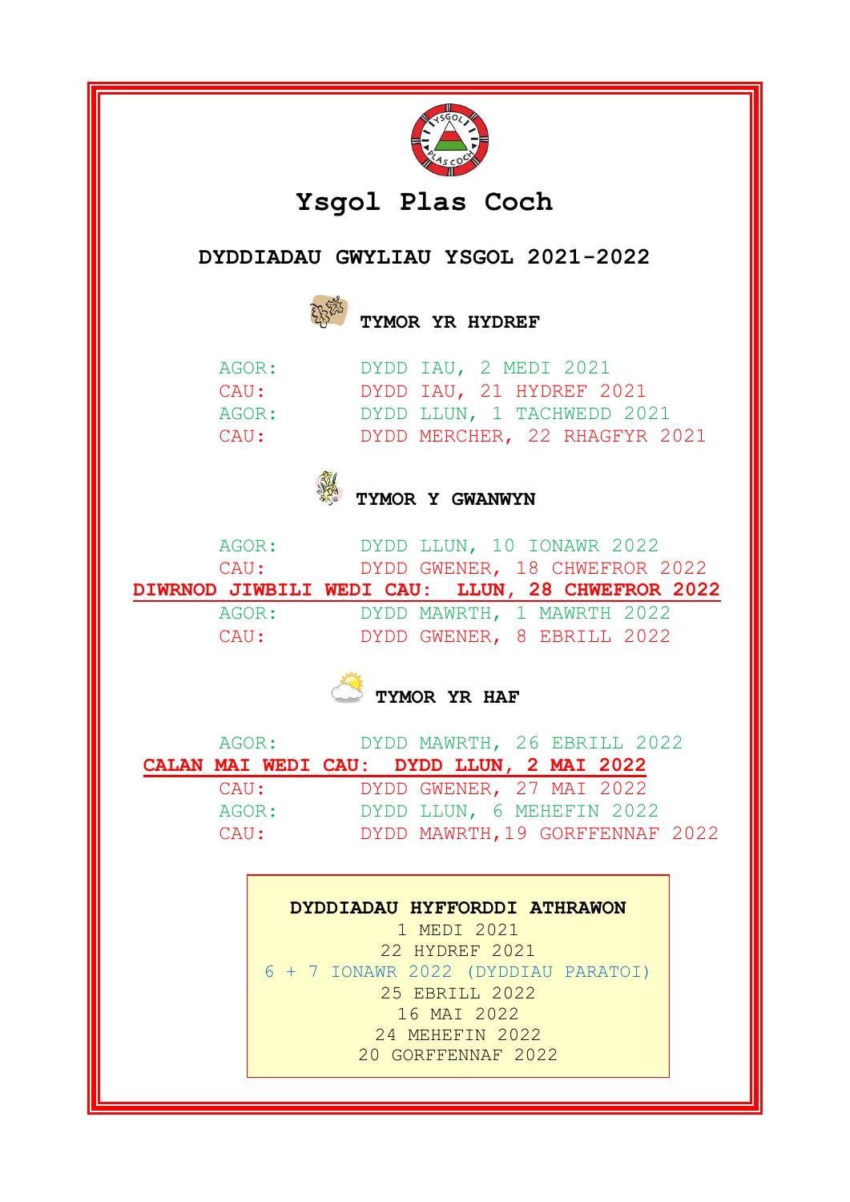# Ysgol Plas Coch

## DYDDIADAU GWYLIAU YSGOL 2021-2022

### TYMOR YR HYDREF

| | |
|---|---|
| AGOR: | DYDD IAU, 2 MEDI 2021 |
| CAU: | DYDD IAU, 21 HYDREF 2021 |
| AGOR: | DYDD LLUN, 1 TACHWEDD 2021 |
| CAU: | DYDD MERCHER, 22 RHAGFYR 2021 |

### TYMOR Y GWANWYN

| | |
|---|---|
| AGOR: | DYDD LLUN, 10 IONAWR 2022 |
| CAU: | DYDD GWENER, 18 CHWEFROR 2022 |
| **DIWRNOD JIWBILI WEDI CAU:** | **LLUN, 28 CHWEFROR 2022** |
| AGOR: | DYDD MAWRTH, 1 MAWRTH 2022 |
| CAU: | DYDD GWENER, 8 EBRILL 2022 |

### TYMOR YR HAF

| | |
|---|---|
| AGOR: | DYDD MAWRTH, 26 EBRILL 2022 |
| **CALAN MAI WEDI CAU:** | **DYDD LLUN, 2 MAI 2022** |
| CAU: | DYDD GWENER, 27 MAI 2022 |
| AGOR: | DYDD LLUN, 6 MEHEFIN 2022 |
| CAU: | DYDD MAWRTH,19 GORFFENNAF 2022 |

**DYDDIADAU HYFFORDDI ATHRAWON**

1 MEDI 2021
22 HYDREF 2021
6 + 7 IONAWR 2022 (DYDDIAU PARATOI)
25 EBRILL 2022
16 MAI 2022
24 MEHEFIN 2022
20 GORFFENNAF 2022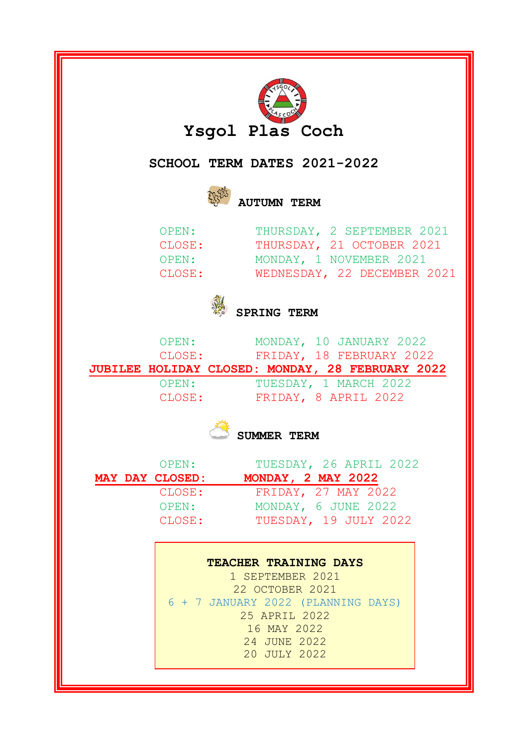# Ysgol Plas Coch

## SCHOOL TERM DATES 2021-2022

### AUTUMN TERM

OPEN: THURSDAY, 2 SEPTEMBER 2021
CLOSE: THURSDAY, 21 OCTOBER 2021
OPEN: MONDAY, 1 NOVEMBER 2021
CLOSE: WEDNESDAY, 22 DECEMBER 2021

### SPRING TERM

OPEN: MONDAY, 10 JANUARY 2022
CLOSE: FRIDAY, 18 FEBRUARY 2022
**JUBILEE HOLIDAY CLOSED: MONDAY, 28 FEBRUARY 2022**
OPEN: TUESDAY, 1 MARCH 2022
CLOSE: FRIDAY, 8 APRIL 2022

### SUMMER TERM

OPEN: TUESDAY, 26 APRIL 2022
**MAY DAY CLOSED: MONDAY, 2 MAY 2022**
CLOSE: FRIDAY, 27 MAY 2022
OPEN: MONDAY, 6 JUNE 2022
CLOSE: TUESDAY, 19 JULY 2022

**TEACHER TRAINING DAYS**

1 SEPTEMBER 2021
22 OCTOBER 2021
6 + 7 JANUARY 2022 (PLANNING DAYS)
25 APRIL 2022
16 MAY 2022
24 JUNE 2022
20 JULY 2022